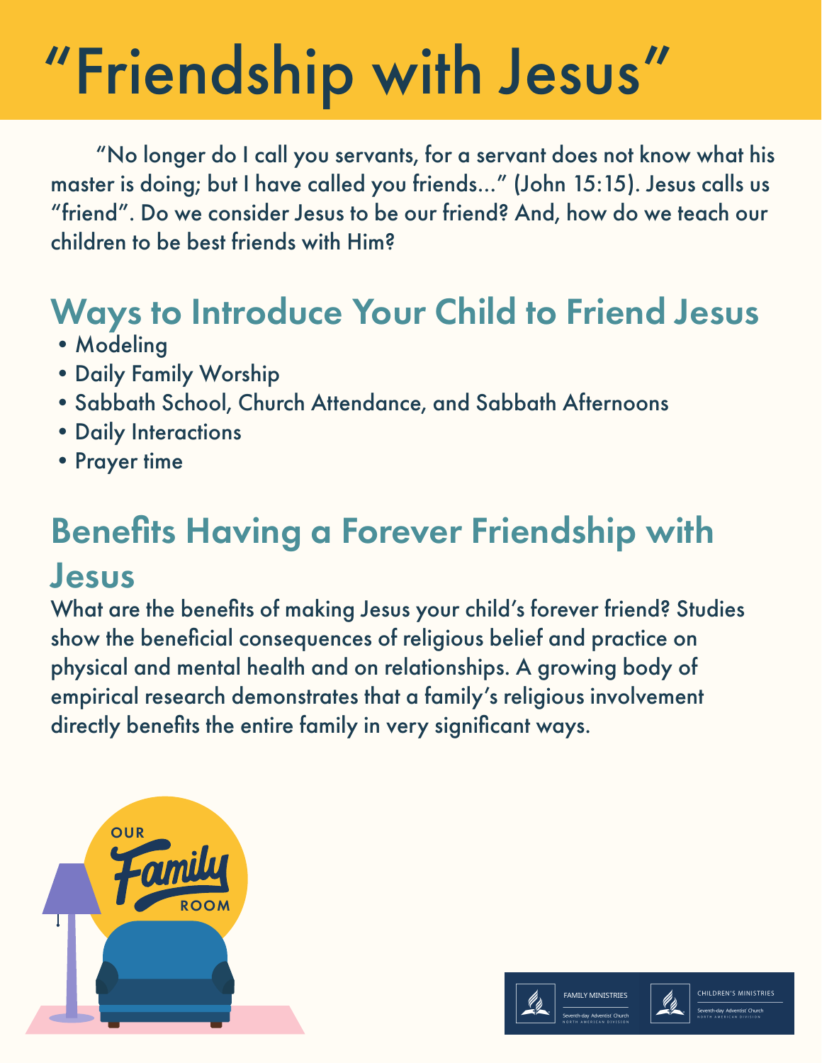# "Friendship with Jesus"

"No longer do I call you servants, for a servant does not know what his master is doing; but I have called you friends..." (John 15:15). Jesus calls us "friend". Do we consider Jesus to be our friend? And, how do we teach our children to be best friends with Him?

## Ways to Introduce Your Child to Friend Jesus

- Modeling
- Daily Family Worship
- Sabbath School, Church Attendance, and Sabbath Afternoons
- Daily Interactions
- Prayer time

## Benefits Having a Forever Friendship with Jesus

What are the benefits of making Jesus your child's forever friend? Studies show the beneficial consequences of religious belief and practice on physical and mental health and on relationships. A growing body of empirical research demonstrates that a family's religious involvement directly benefits the entire family in very significant ways.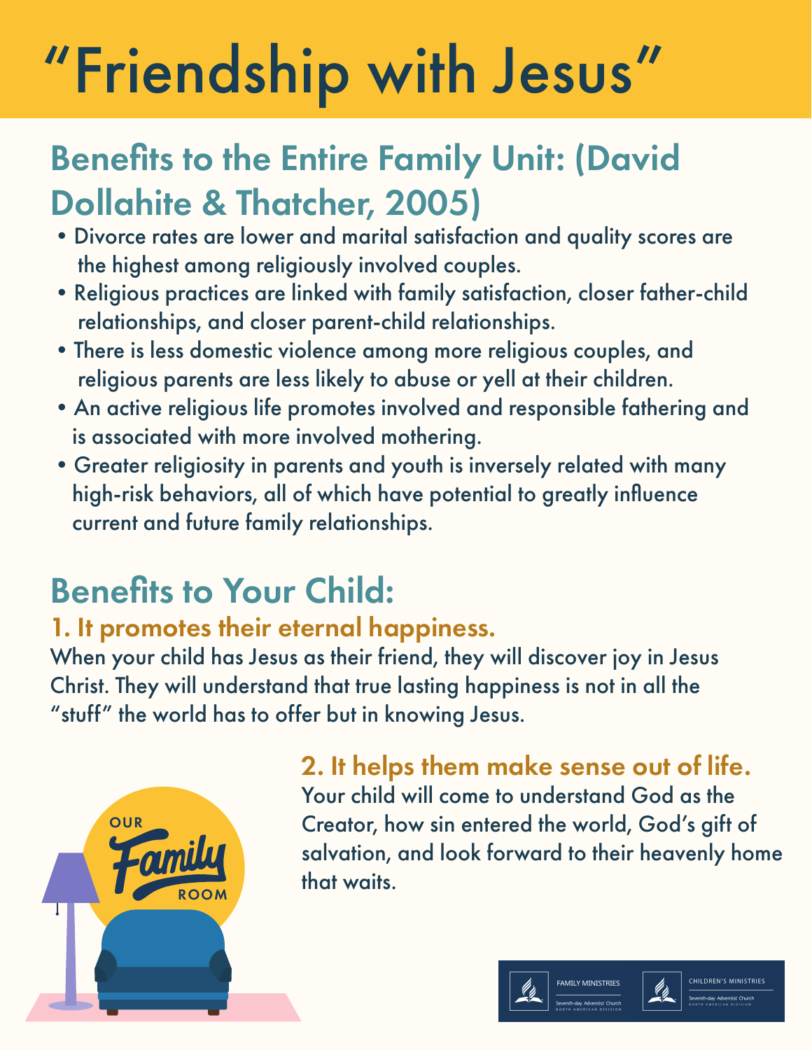# "Friendship with Jesus"

## Benefits to the Entire Family Unit: (David Dollahite & Thatcher, 2005)

- Divorce rates are lower and marital satisfaction and quality scores are the highest among religiously involved couples.
- Religious practices are linked with family satisfaction, closer father-child relationships, and closer parent-child relationships.
- There is less domestic violence among more religious couples, and religious parents are less likely to abuse or yell at their children.
- An active religious life promotes involved and responsible fathering and is associated with more involved mothering.
- Greater religiosity in parents and youth is inversely related with many high-risk behaviors, all of which have potential to greatly influence current and future family relationships.

## Benefits to Your Child:

### 1. It promotes their eternal happiness.

When your child has Jesus as their friend, they will discover joy in Jesus Christ. They will understand that true lasting happiness is not in all the "stuff" the world has to offer but in knowing Jesus.

### 2. It helps them make sense out of life.

Your child will come to understand God as the Creator, how sin entered the world, God's gift of salvation, and look forward to their heavenly home that waits.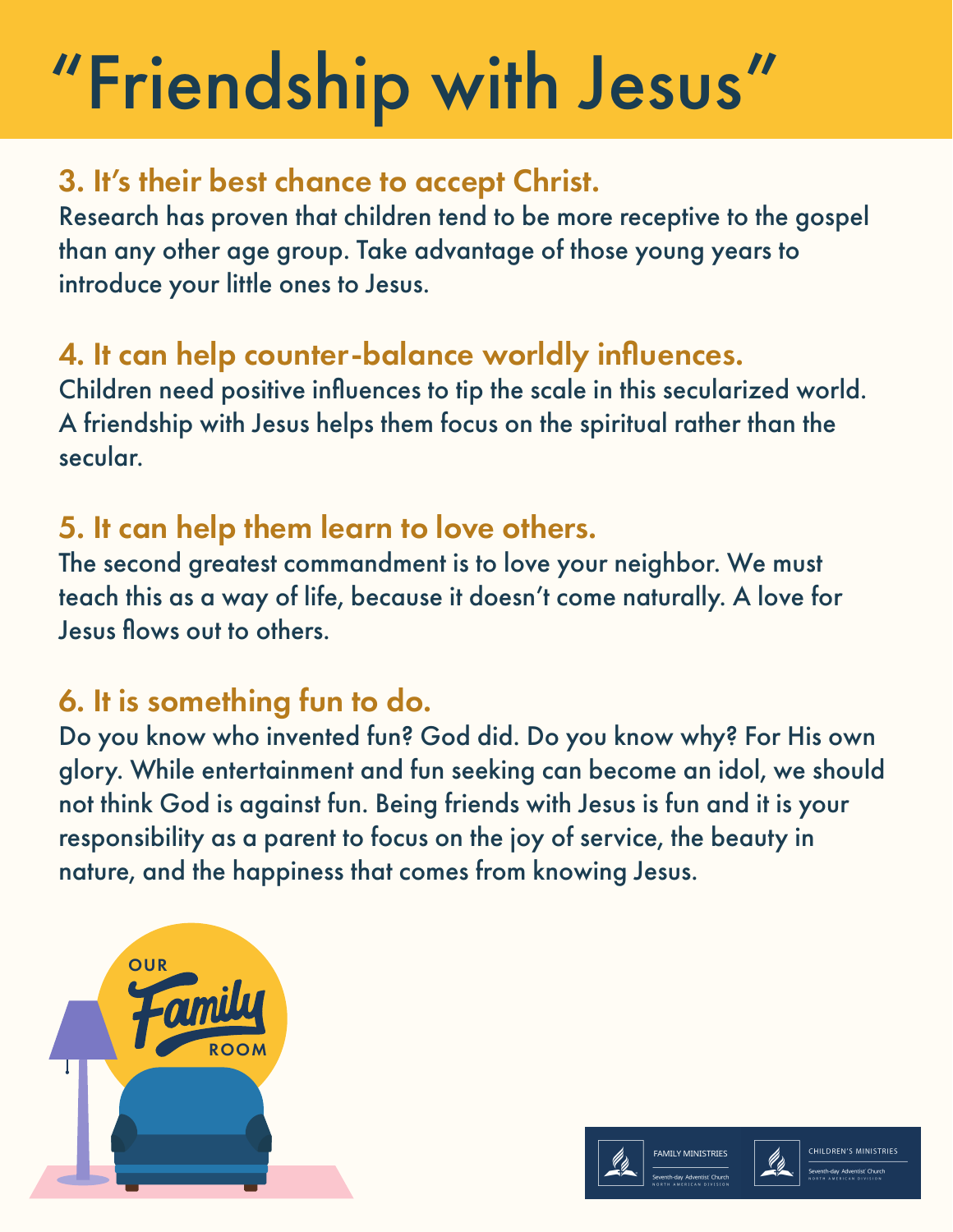# "Friendship with Jesus"

## 3. It's their best chance to accept Christ.

Research has proven that children tend to be more receptive to the gospel than any other age group. Take advantage of those young years to introduce your little ones to Jesus.

## 4. It can help counter-balance worldly influences.

Children need positive influences to tip the scale in this secularized world. A friendship with Jesus helps them focus on the spiritual rather than the secular.

## 5. It can help them learn to love others.

The second greatest commandment is to love your neighbor. We must teach this as a way of life, because it doesn't come naturally. A love for Jesus flows out to others.

## 6. It is something fun to do.

Do you know who invented fun? God did. Do you know why? For His own glory. While entertainment and fun seeking can become an idol, we should not think God is against fun. Being friends with Jesus is fun and it is your responsibility as a parent to focus on the joy of service, the beauty in nature, and the happiness that comes from knowing Jesus.

OUR Family ROOM

FAMILY MINISTRIES Seventh-day Adventist Church NORTH AMERICAN DIVISION

CHILDREN'S MINISTRIES Seventh-day Adventist Church NORTH AMERICAN DIVISION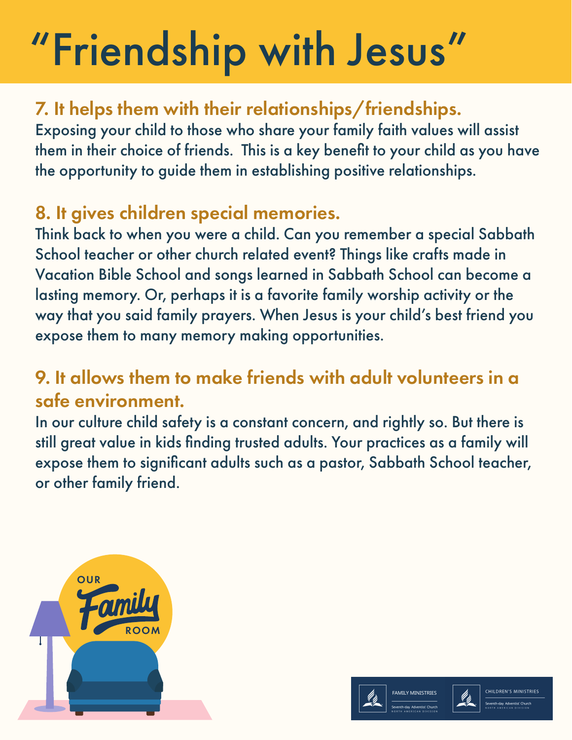# "Friendship with Jesus"

## 7. It helps them with their relationships/friendships.

Exposing your child to those who share your family faith values will assist them in their choice of friends. This is a key benefit to your child as you have the opportunity to guide them in establishing positive relationships.

## 8. It gives children special memories.

Think back to when you were a child. Can you remember a special Sabbath School teacher or other church related event? Things like crafts made in Vacation Bible School and songs learned in Sabbath School can become a lasting memory. Or, perhaps it is a favorite family worship activity or the way that you said family prayers. When Jesus is your child's best friend you expose them to many memory making opportunities.

## 9. It allows them to make friends with adult volunteers in a safe environment.

In our culture child safety is a constant concern, and rightly so. But there is still great value in kids finding trusted adults. Your practices as a family will expose them to significant adults such as a pastor, Sabbath School teacher, or other family friend.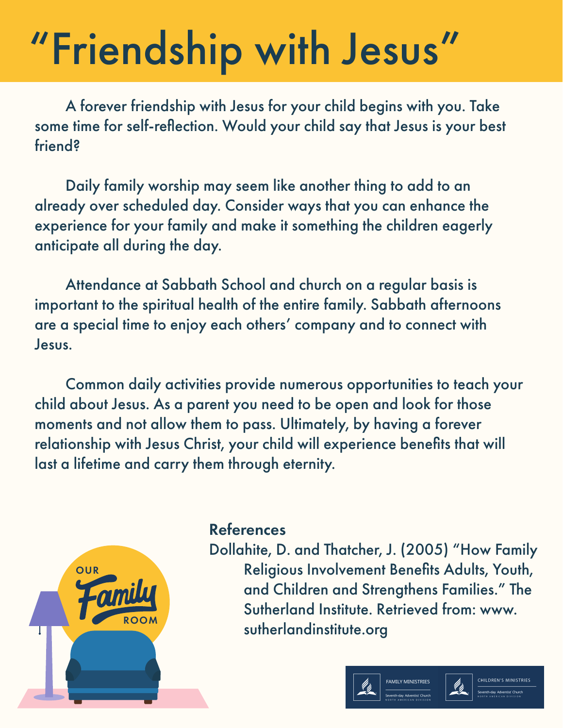# "Friendship with Jesus"

A forever friendship with Jesus for your child begins with you. Take some time for self-reflection. Would your child say that Jesus is your best friend?

Daily family worship may seem like another thing to add to an already over scheduled day. Consider ways that you can enhance the experience for your family and make it something the children eagerly anticipate all during the day.

Attendance at Sabbath School and church on a regular basis is important to the spiritual health of the entire family. Sabbath afternoons are a special time to enjoy each others' company and to connect with Jesus.

Common daily activities provide numerous opportunities to teach your child about Jesus. As a parent you need to be open and look for those moments and not allow them to pass. Ultimately, by having a forever relationship with Jesus Christ, your child will experience benefits that will last a lifetime and carry them through eternity.

### References

Dollahite, D. and Thatcher, J. (2005) "How Family Religious Involvement Benefits Adults, Youth, and Children and Strengthens Families." The Sutherland Institute. Retrieved from: www.sutherlandinstitute.org

OUR Family ROOM

FAMILY MINISTRIES Seventh-day Adventist Church NORTH AMERICAN DIVISION

CHILDREN'S MINISTRIES Seventh-day Adventist Church NORTH AMERICAN DIVISION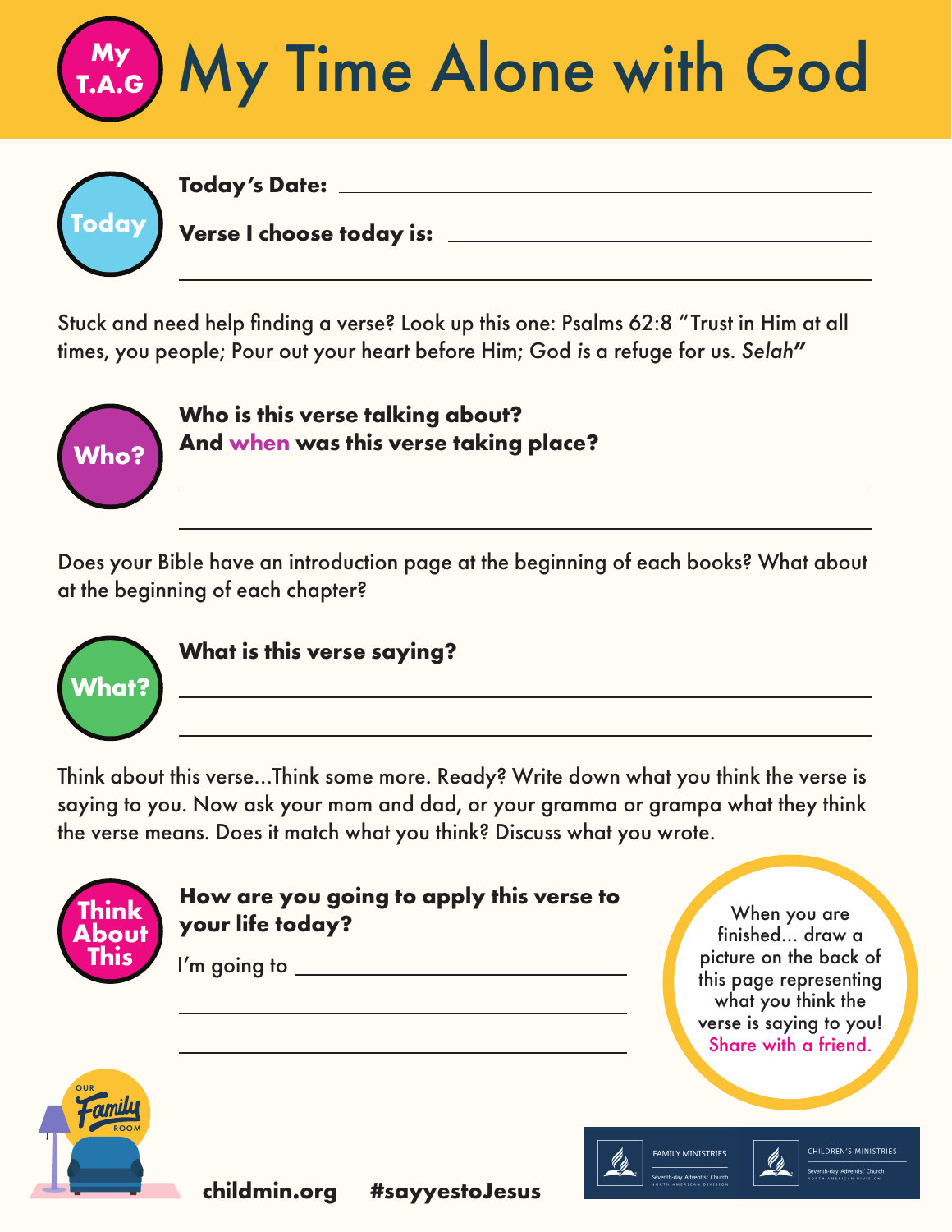# My Time Alone with God

My T.A.G

**Today**

**Today's Date:** ______________________________

**Verse I choose today is:** ______________________________

______________________________

Stuck and need help finding a verse? Look up this one: Psalms 62:8 "Trust in Him at all times, you people; Pour out your heart before Him; God *is* a refuge for us. *Selah*"

**Who?**

**Who is this verse talking about?**
**And when was this verse taking place?**

______________________________

______________________________

Does your Bible have an introduction page at the beginning of each books? What about at the beginning of each chapter?

**What?**

**What is this verse saying?**

______________________________

______________________________

Think about this verse...Think some more. Ready? Write down what you think the verse is saying to you. Now ask your mom and dad, or your gramma or grampa what they think the verse means. Does it match what you think? Discuss what you wrote.

**Think About This**

**How are you going to apply this verse to your life today?**

I'm going to ______________________________

______________________________

______________________________

When you are finished... draw a picture on the back of this page representing what you think the verse is saying to you! Share with a friend.

Our Family Room

**childmin.org** **#sayyestoJesus**

FAMILY MINISTRIES Seventh-day Adventist Church NORTH AMERICAN DIVISION

CHILDREN'S MINISTRIES Seventh-day Adventist Church NORTH AMERICAN DIVISION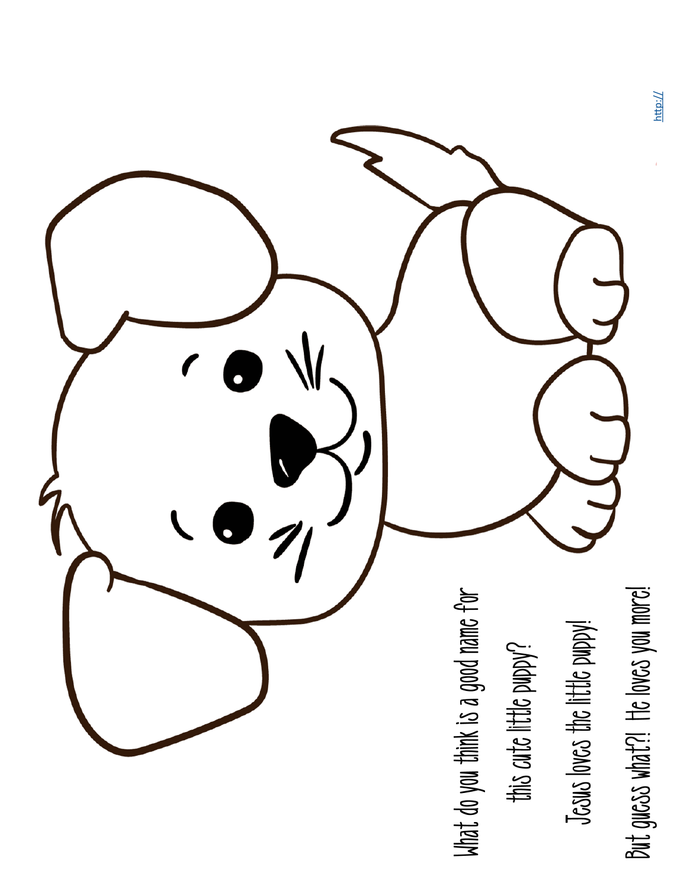What do you think is a good name for

this cute little puppy?

Jesus loves the little puppy!

But guess what?! He loves you more!

http://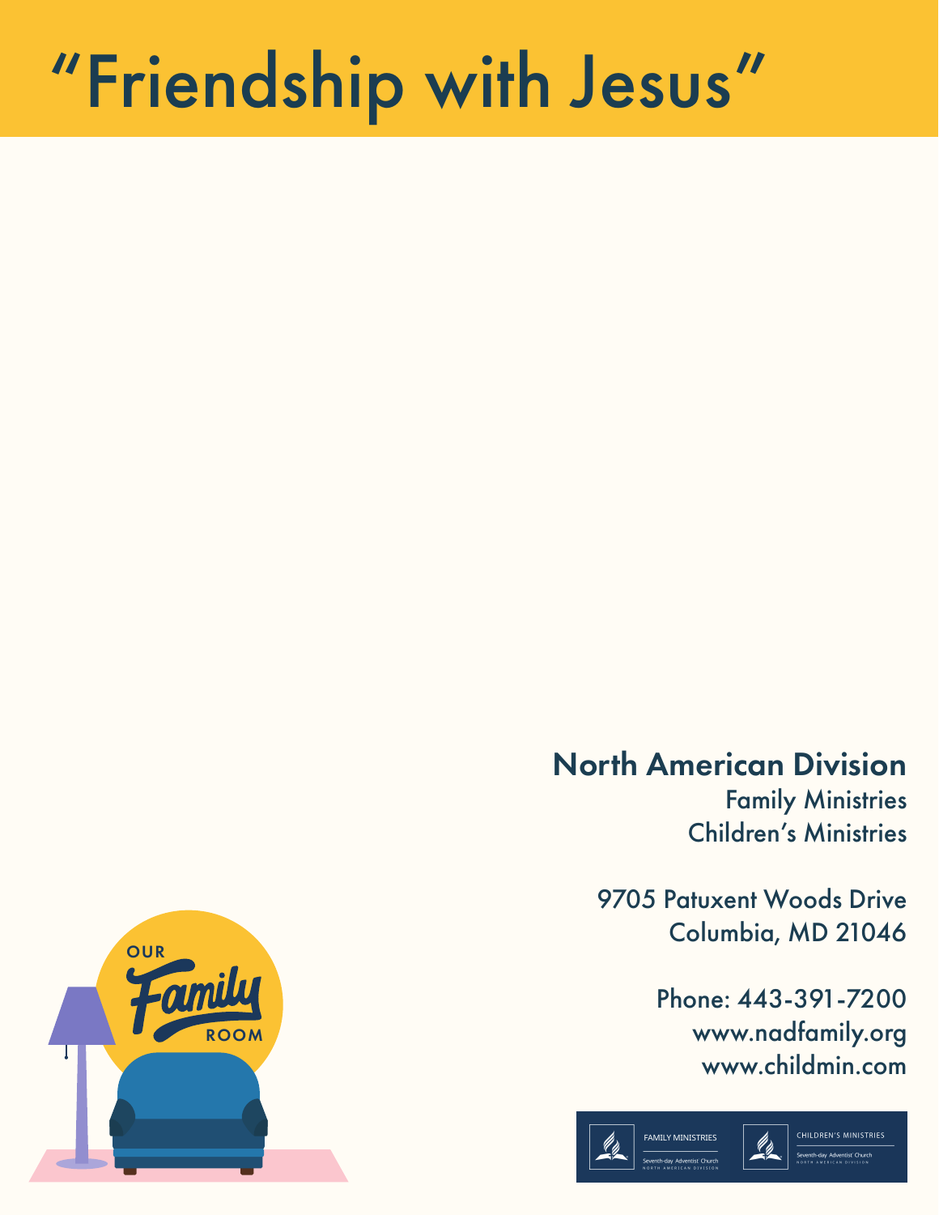# "Friendship with Jesus"

**North American Division**

Family Ministries

Children's Ministries

9705 Patuxent Woods Drive

Columbia, MD 21046

Phone: 443-391-7200

www.nadfamily.org

www.childmin.com